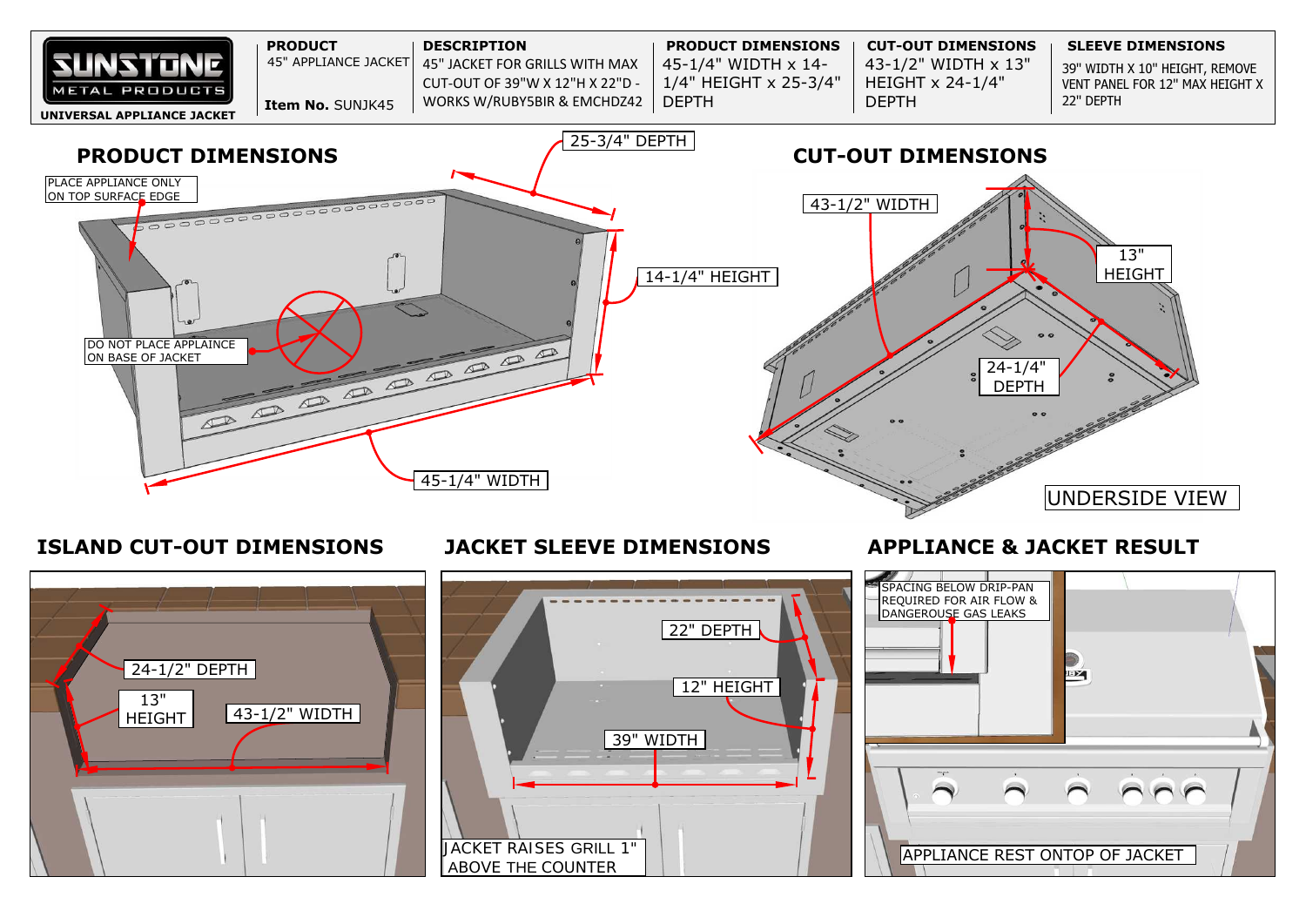**SUNSTONE METAL PRODUCTS**

**UNIVERSAL APPLIANCE JACKET**

| PRODUCT | DESCRIPTION | PRODUCT DIMENSIONS | CUT-OUT DIMENSIONS | SLEEVE DIMENSIONS |
|---|---|---|---|---|
| 45" APPLIANCE JACKET<br>**Item No.** SUNJK45 | 45" JACKET FOR GRILLS WITH MAX CUT-OUT OF 39"W X 12"H X 22"D - WORKS W/RUBY5BIR & EMCHDZ42 | 45-1/4" WIDTH x 14-1/4" HEIGHT x 25-3/4" DEPTH | 43-1/2" WIDTH x 13" HEIGHT x 24-1/4" DEPTH | 39" WIDTH X 10" HEIGHT, REMOVE VENT PANEL FOR 12" MAX HEIGHT X 22" DEPTH |

## PRODUCT DIMENSIONS

- 25-3/4" DEPTH
- 14-1/4" HEIGHT
- 45-1/4" WIDTH
- PLACE APPLIANCE ONLY ON TOP SURFACE EDGE
- DO NOT PLACE APPLIANCE ON BASE OF JACKET

## CUT-OUT DIMENSIONS

- 43-1/2" WIDTH
- 13" HEIGHT
- 24-1/4" DEPTH
- UNDERSIDE VIEW

## ISLAND CUT-OUT DIMENSIONS

- 24-1/2" DEPTH
- 13" HEIGHT
- 43-1/2" WIDTH

## JACKET SLEEVE DIMENSIONS

- 22" DEPTH
- 12" HEIGHT
- 39" WIDTH
- JACKET RAISES GRILL 1" ABOVE THE COUNTER

## APPLIANCE & JACKET RESULT

- SPACING BELOW DRIP-PAN REQUIRED FOR AIR FLOW & DANGEROUSE GAS LEAKS
- APPLIANCE REST ONTOP OF JACKET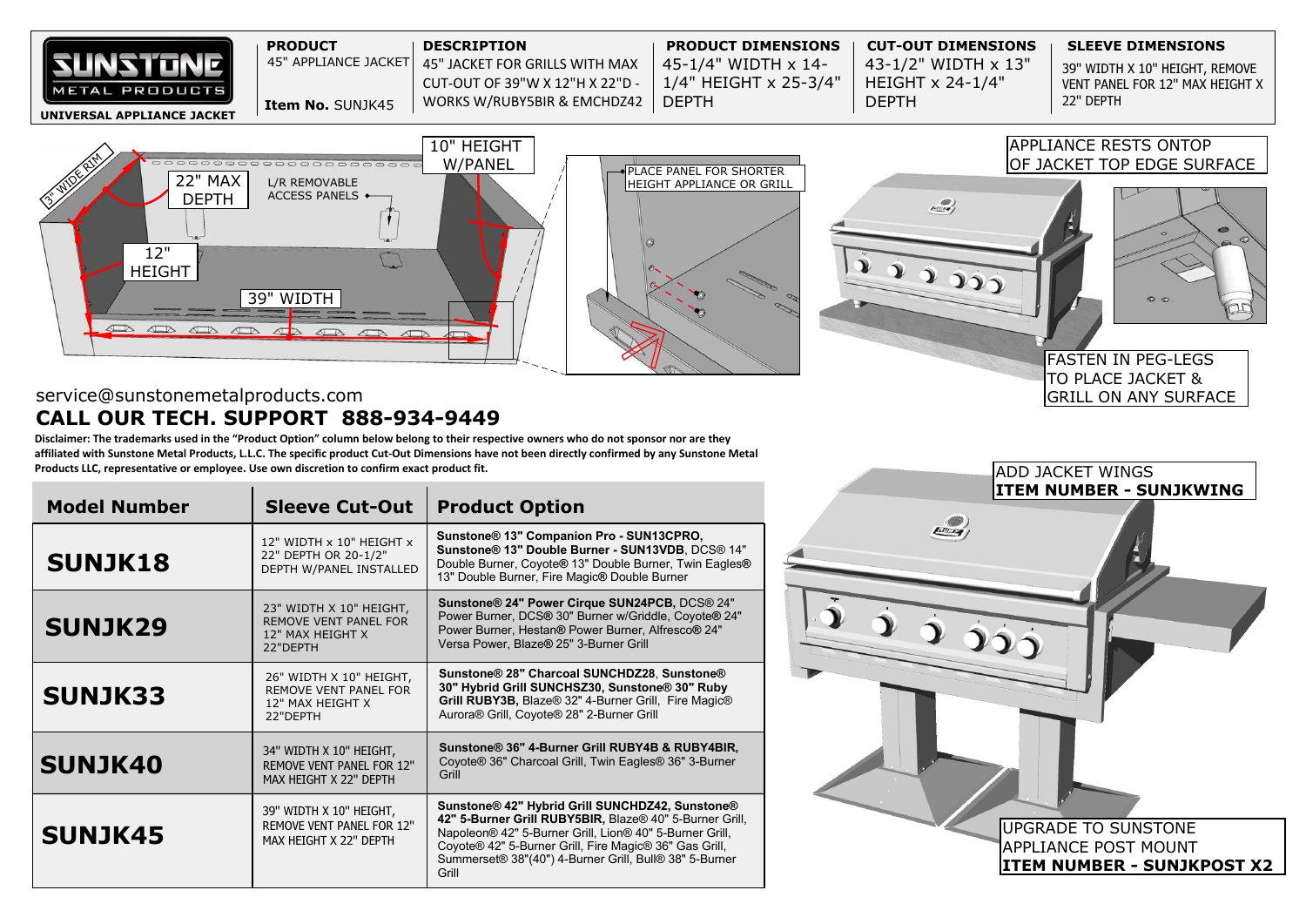**SUNSTONE METAL PRODUCTS**

**UNIVERSAL APPLIANCE JACKET**

| PRODUCT | DESCRIPTION | PRODUCT DIMENSIONS | CUT-OUT DIMENSIONS | SLEEVE DIMENSIONS |
|---|---|---|---|---|
| 45" APPLIANCE JACKET **Item No.** SUNJK45 | 45" JACKET FOR GRILLS WITH MAX CUT-OUT OF 39"W X 12"H X 22"D - WORKS W/RUBY5BIR & EMCHDZ42 | 45-1/4" WIDTH x 14-1/4" HEIGHT x 25-3/4" DEPTH | 43-1/2" WIDTH x 13" HEIGHT x 24-1/4" DEPTH | 39" WIDTH X 10" HEIGHT, REMOVE VENT PANEL FOR 12" MAX HEIGHT X 22" DEPTH |

3" WIDE RIM

22" MAX DEPTH

L/R REMOVABLE ACCESS PANELS

10" HEIGHT W/PANEL

12" HEIGHT

39" WIDTH

PLACE PANEL FOR SHORTER HEIGHT APPLIANCE OR GRILL

APPLIANCE RESTS ONTOP OF JACKET TOP EDGE SURFACE

FASTEN IN PEG-LEGS TO PLACE JACKET & GRILL ON ANY SURFACE

service@sunstonemetalproducts.com

**CALL OUR TECH. SUPPORT 888-934-9449**

**Disclaimer: The trademarks used in the "Product Option" column below belong to their respective owners who do not sponsor nor are they affiliated with Sunstone Metal Products, L.L.C. The specific product Cut-Out Dimensions have not been directly confirmed by any Sunstone Metal Products LLC, representative or employee. Use own discretion to confirm exact product fit.**

| Model Number | Sleeve Cut-Out | Product Option |
|---|---|---|
| **SUNJK18** | 12" WIDTH x 10" HEIGHT x 22" DEPTH OR 20-1/2" DEPTH W/PANEL INSTALLED | **Sunstone® 13" Companion Pro - SUN13CPRO, Sunstone® 13" Double Burner - SUN13VDB**, DCS® 14" Double Burner, Coyote® 13" Double Burner, Twin Eagles® 13" Double Burner, Fire Magic® Double Burner |
| **SUNJK29** | 23" WIDTH X 10" HEIGHT, REMOVE VENT PANEL FOR 12" MAX HEIGHT X 22"DEPTH | **Sunstone® 24" Power Cirque SUN24PCB,** DCS® 24" Power Burner, DCS® 30" Burner w/Griddle, Coyote® 24" Power Burner, Hestan® Power Burner, Alfresco® 24" Versa Power, Blaze® 25" 3-Burner Grill |
| **SUNJK33** | 26" WIDTH X 10" HEIGHT, REMOVE VENT PANEL FOR 12" MAX HEIGHT X 22"DEPTH | **Sunstone® 28" Charcoal SUNCHDZ28, Sunstone® 30" Hybrid Grill SUNCHSZ30, Sunstone® 30" Ruby Grill RUBY3B,** Blaze® 32" 4-Burner Grill, Fire Magic® Aurora® Grill, Coyote® 28" 2-Burner Grill |
| **SUNJK40** | 34" WIDTH X 10" HEIGHT, REMOVE VENT PANEL FOR 12" MAX HEIGHT X 22" DEPTH | **Sunstone® 36" 4-Burner Grill RUBY4B & RUBY4BIR,** Coyote® 36" Charcoal Grill, Twin Eagles® 36" 3-Burner Grill |
| **SUNJK45** | 39" WIDTH X 10" HEIGHT, REMOVE VENT PANEL FOR 12" MAX HEIGHT X 22" DEPTH | **Sunstone® 42" Hybrid Grill SUNCHDZ42, Sunstone® 42" 5-Burner Grill RUBY5BIR,** Blaze® 40" 5-Burner Grill, Napoleon® 42" 5-Burner Grill, Lion® 40" 5-Burner Grill, Coyote® 42" 5-Burner Grill, Fire Magic® 36" Gas Grill, Summerset® 38"(40") 4-Burner Grill, Bull® 38" 5-Burner Grill |

ADD JACKET WINGS
**ITEM NUMBER - SUNJKWING**

UPGRADE TO SUNSTONE APPLIANCE POST MOUNT
**ITEM NUMBER - SUNJKPOST X2**